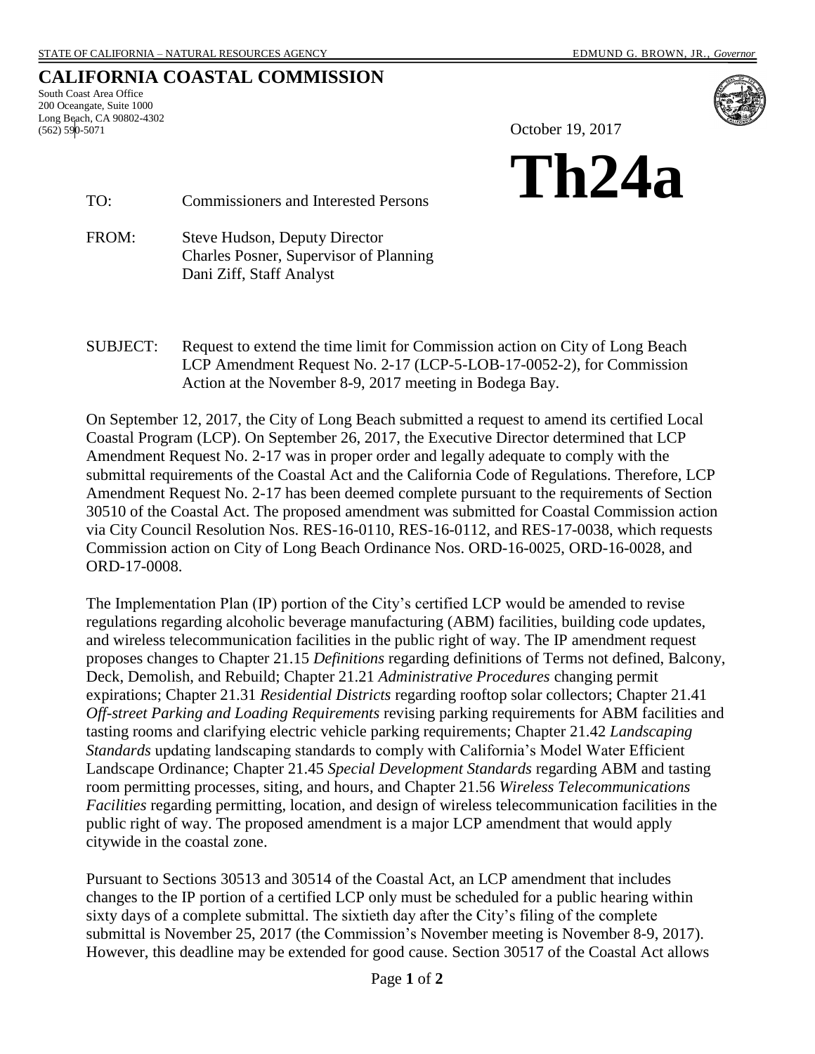STATE OF CALIFORNIA – NATURAL RESOURCES AGENCY EDMUND G. BROWN, JR., *Governor*

# CALIFORNIA COASTAL COMMISSION

South Coast Area Office
200 Oceangate, Suite 1000
Long Beach, CA 90802-4302
(562) 590-5071

October 19, 2017

# Th24a

TO: Commissioners and Interested Persons

FROM: Steve Hudson, Deputy Director
Charles Posner, Supervisor of Planning
Dani Ziff, Staff Analyst

SUBJECT: Request to extend the time limit for Commission action on City of Long Beach LCP Amendment Request No. 2-17 (LCP-5-LOB-17-0052-2), for Commission Action at the November 8-9, 2017 meeting in Bodega Bay.

On September 12, 2017, the City of Long Beach submitted a request to amend its certified Local Coastal Program (LCP). On September 26, 2017, the Executive Director determined that LCP Amendment Request No. 2-17 was in proper order and legally adequate to comply with the submittal requirements of the Coastal Act and the California Code of Regulations. Therefore, LCP Amendment Request No. 2-17 has been deemed complete pursuant to the requirements of Section 30510 of the Coastal Act. The proposed amendment was submitted for Coastal Commission action via City Council Resolution Nos. RES-16-0110, RES-16-0112, and RES-17-0038, which requests Commission action on City of Long Beach Ordinance Nos. ORD-16-0025, ORD-16-0028, and ORD-17-0008.

The Implementation Plan (IP) portion of the City's certified LCP would be amended to revise regulations regarding alcoholic beverage manufacturing (ABM) facilities, building code updates, and wireless telecommunication facilities in the public right of way. The IP amendment request proposes changes to Chapter 21.15 *Definitions* regarding definitions of Terms not defined, Balcony, Deck, Demolish, and Rebuild; Chapter 21.21 *Administrative Procedures* changing permit expirations; Chapter 21.31 *Residential Districts* regarding rooftop solar collectors; Chapter 21.41 *Off-street Parking and Loading Requirements* revising parking requirements for ABM facilities and tasting rooms and clarifying electric vehicle parking requirements; Chapter 21.42 *Landscaping Standards* updating landscaping standards to comply with California's Model Water Efficient Landscape Ordinance; Chapter 21.45 *Special Development Standards* regarding ABM and tasting room permitting processes, siting, and hours, and Chapter 21.56 *Wireless Telecommunications Facilities* regarding permitting, location, and design of wireless telecommunication facilities in the public right of way. The proposed amendment is a major LCP amendment that would apply citywide in the coastal zone.

Pursuant to Sections 30513 and 30514 of the Coastal Act, an LCP amendment that includes changes to the IP portion of a certified LCP only must be scheduled for a public hearing within sixty days of a complete submittal. The sixtieth day after the City's filing of the complete submittal is November 25, 2017 (the Commission's November meeting is November 8-9, 2017). However, this deadline may be extended for good cause. Section 30517 of the Coastal Act allows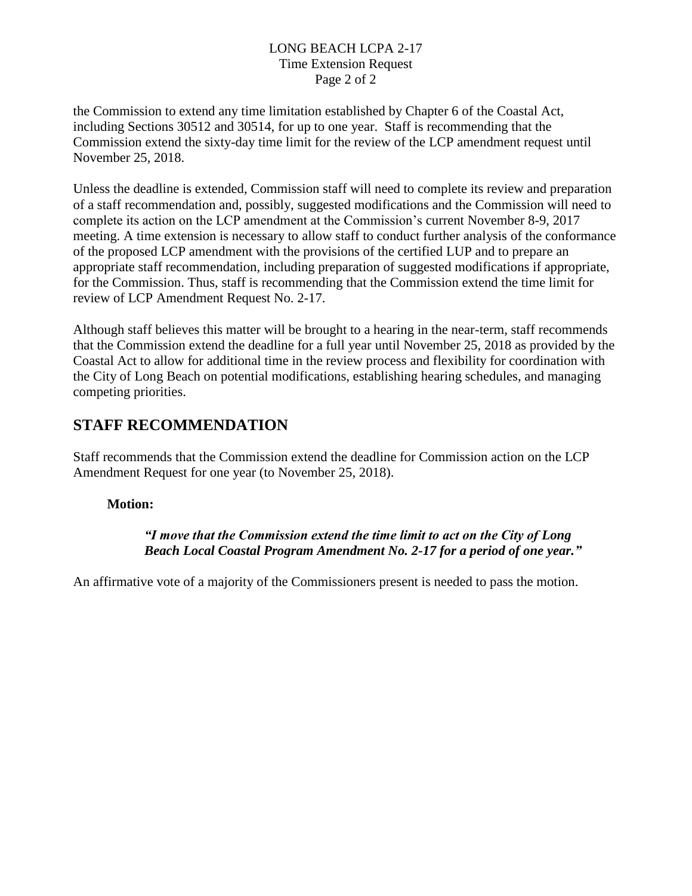the Commission to extend any time limitation established by Chapter 6 of the Coastal Act, including Sections 30512 and 30514, for up to one year. Staff is recommending that the Commission extend the sixty-day time limit for the review of the LCP amendment request until November 25, 2018.

Unless the deadline is extended, Commission staff will need to complete its review and preparation of a staff recommendation and, possibly, suggested modifications and the Commission will need to complete its action on the LCP amendment at the Commission's current November 8-9, 2017 meeting. A time extension is necessary to allow staff to conduct further analysis of the conformance of the proposed LCP amendment with the provisions of the certified LUP and to prepare an appropriate staff recommendation, including preparation of suggested modifications if appropriate, for the Commission. Thus, staff is recommending that the Commission extend the time limit for review of LCP Amendment Request No. 2-17.

Although staff believes this matter will be brought to a hearing in the near-term, staff recommends that the Commission extend the deadline for a full year until November 25, 2018 as provided by the Coastal Act to allow for additional time in the review process and flexibility for coordination with the City of Long Beach on potential modifications, establishing hearing schedules, and managing competing priorities.

## STAFF RECOMMENDATION

Staff recommends that the Commission extend the deadline for Commission action on the LCP Amendment Request for one year (to November 25, 2018).

**Motion:**

> ***"I move that the Commission extend the time limit to act on the City of Long Beach Local Coastal Program Amendment No. 2-17 for a period of one year."***

An affirmative vote of a majority of the Commissioners present is needed to pass the motion.